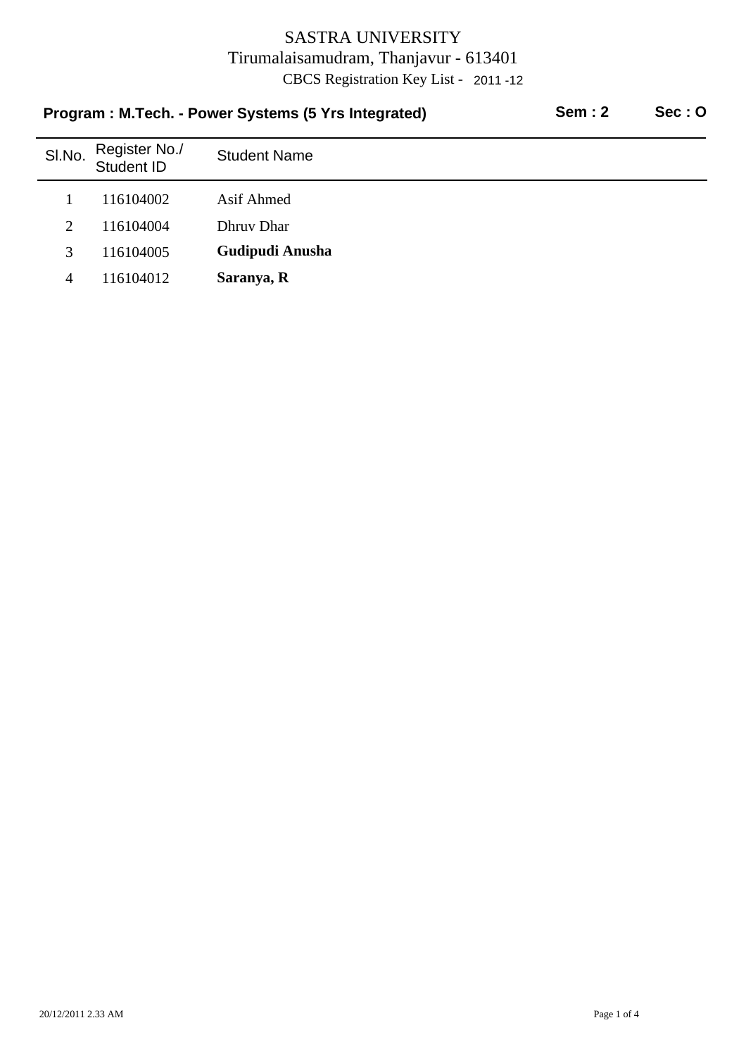# SASTRA UNIVERSITY

Tirumalaisamudram, Thanjavur - 613401

CBCS Registration Key List - 2011 -12

**Program : M.Tech. - Power Systems (5 Yrs Integrated)** **Sem : 2** **Sec : O**

| Sl.No. | Register No./ Student ID | Student Name |
|---|---|---|
| 1 | 116104002 | Asif Ahmed |
| 2 | 116104004 | Dhruv Dhar |
| 3 | 116104005 | **Gudipudi Anusha** |
| 4 | 116104012 | **Saranya, R** |

20/12/2011 2.33 AM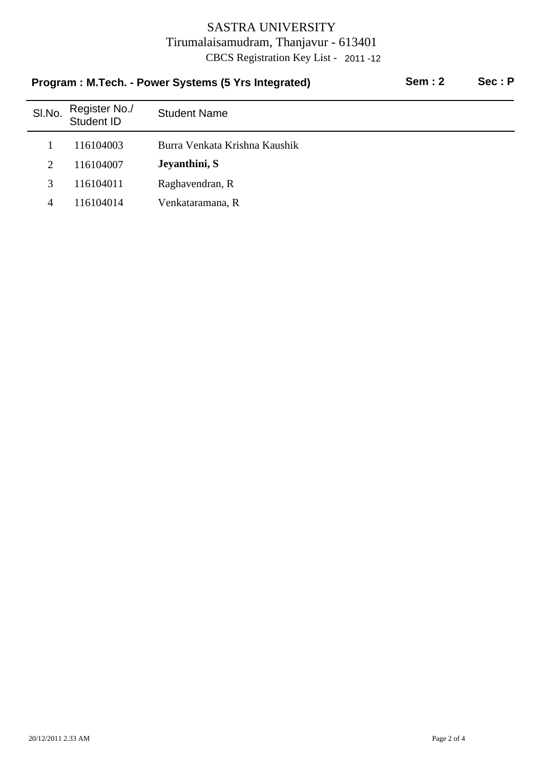# SASTRA UNIVERSITY

Tirumalaisamudram, Thanjavur - 613401

CBCS Registration Key List - 2011 -12

**Program : M.Tech. - Power Systems (5 Yrs Integrated)** **Sem : 2** **Sec : P**

| Sl.No. | Register No./ Student ID | Student Name |
|---|---|---|
| 1 | 116104003 | Burra Venkata Krishna Kaushik |
| 2 | 116104007 | **Jeyanthini, S** |
| 3 | 116104011 | Raghavendran, R |
| 4 | 116104014 | Venkataramana, R |

20/12/2011 2.33 AM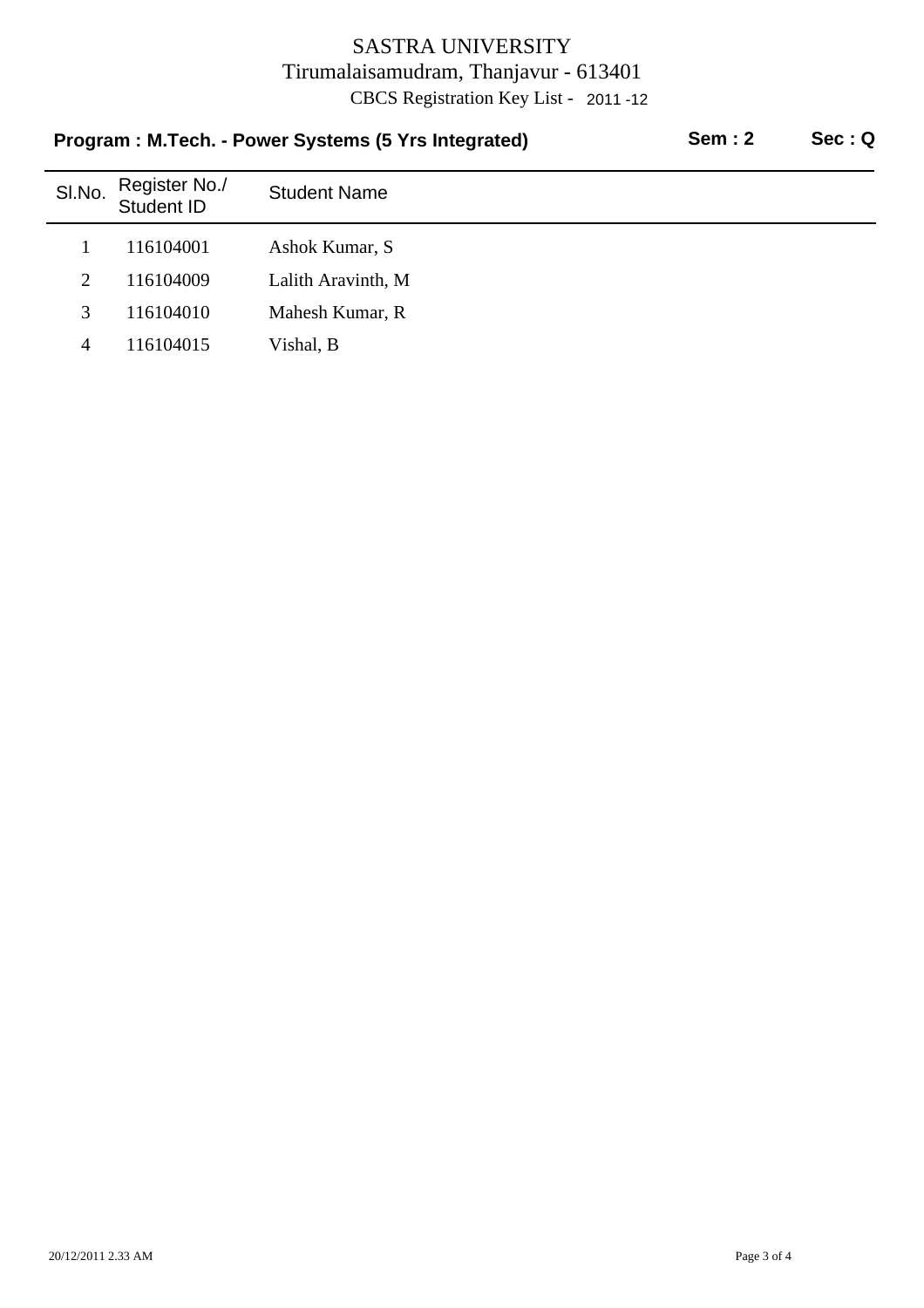# SASTRA UNIVERSITY

Tirumalaisamudram, Thanjavur - 613401

CBCS Registration Key List - 2011 -12

**Program : M.Tech. - Power Systems (5 Yrs Integrated)** **Sem : 2** **Sec : Q**

| Sl.No. | Register No./ Student ID | Student Name |
|---|---|---|
| 1 | 116104001 | Ashok Kumar, S |
| 2 | 116104009 | Lalith Aravinth, M |
| 3 | 116104010 | Mahesh Kumar, R |
| 4 | 116104015 | Vishal, B |

20/12/2011 2.33 AM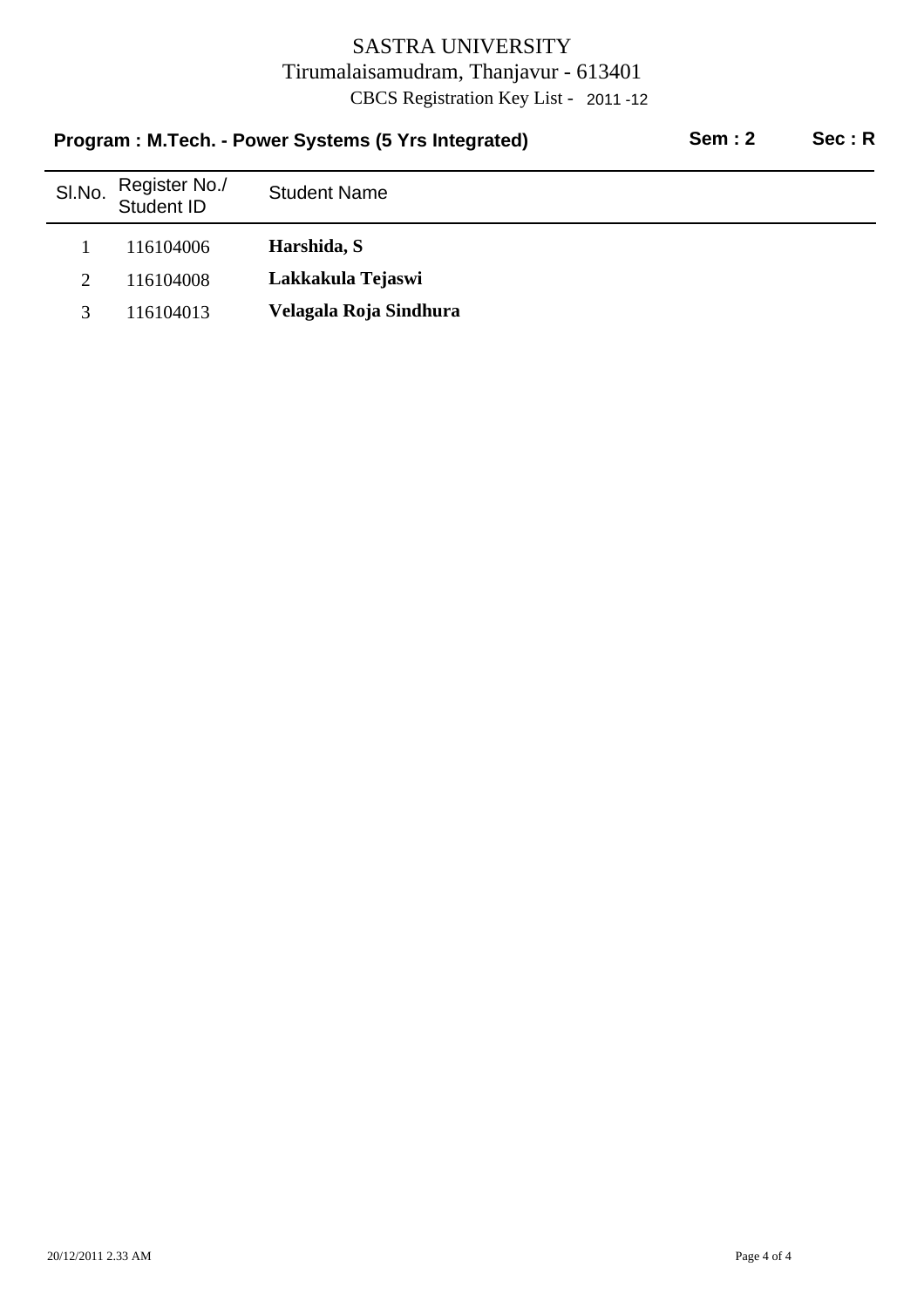# SASTRA UNIVERSITY

Tirumalaisamudram, Thanjavur - 613401

CBCS Registration Key List - 2011 -12

**Program : M.Tech. - Power Systems (5 Yrs Integrated)** **Sem : 2** **Sec : R**

| Sl.No. | Register No./ Student ID | Student Name |
|---|---|---|
| 1 | 116104006 | **Harshida, S** |
| 2 | 116104008 | **Lakkakula Tejaswi** |
| 3 | 116104013 | **Velagala Roja Sindhura** |

20/12/2011 2.33 AM